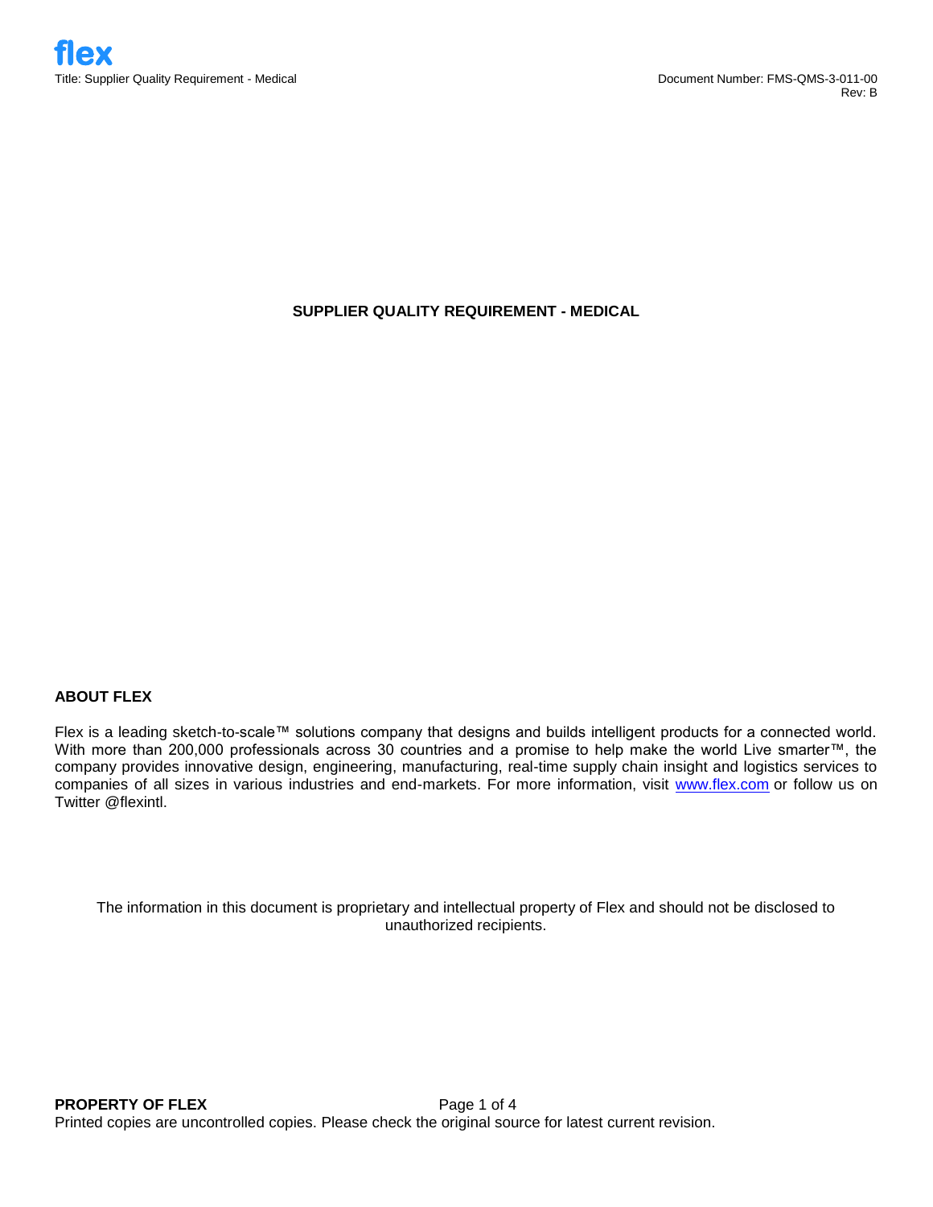# SUPPLIER QUALITY REQUIREMENT - MEDICAL

## ABOUT FLEX

Flex is a leading sketch-to-scale™ solutions company that designs and builds intelligent products for a connected world. With more than 200,000 professionals across 30 countries and a promise to help make the world Live smarter™, the company provides innovative design, engineering, manufacturing, real-time supply chain insight and logistics services to companies of all sizes in various industries and end-markets. For more information, visit www.flex.com or follow us on Twitter @flexintl.

The information in this document is proprietary and intellectual property of Flex and should not be disclosed to unauthorized recipients.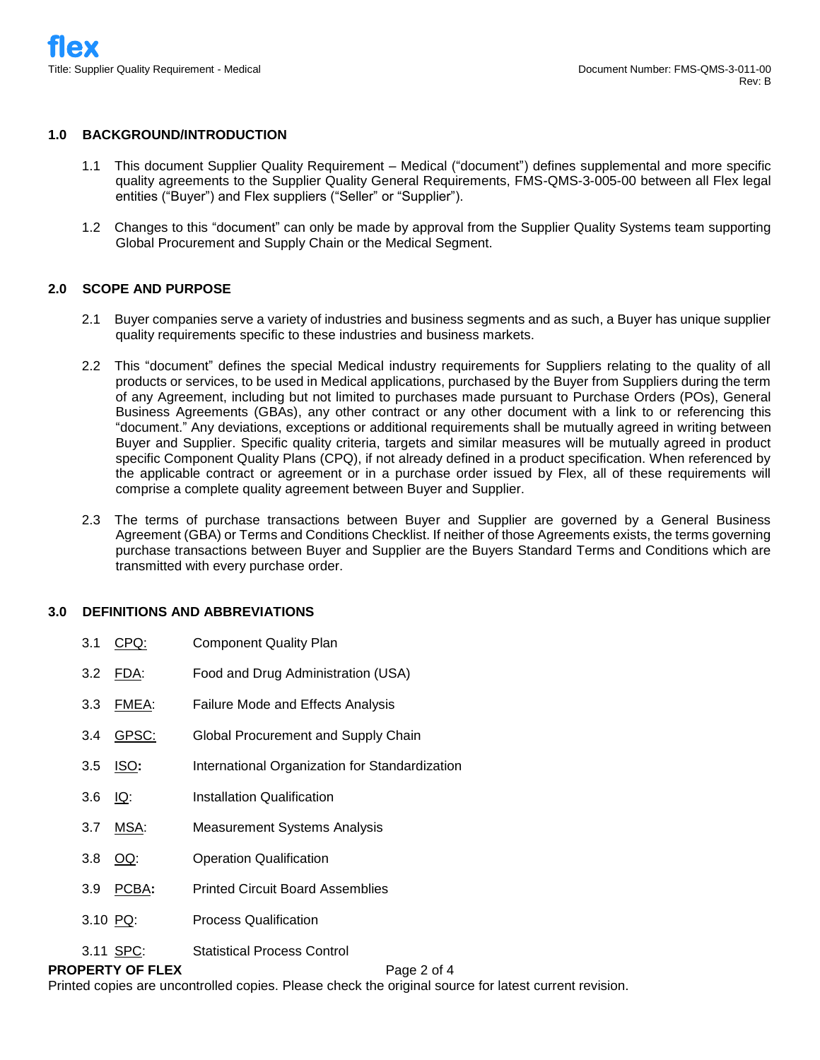## 1.0 BACKGROUND/INTRODUCTION

1.1 This document Supplier Quality Requirement – Medical ("document") defines supplemental and more specific quality agreements to the Supplier Quality General Requirements, FMS-QMS-3-005-00 between all Flex legal entities ("Buyer") and Flex suppliers ("Seller" or "Supplier").

1.2 Changes to this "document" can only be made by approval from the Supplier Quality Systems team supporting Global Procurement and Supply Chain or the Medical Segment.

## 2.0 SCOPE AND PURPOSE

2.1 Buyer companies serve a variety of industries and business segments and as such, a Buyer has unique supplier quality requirements specific to these industries and business markets.

2.2 This "document" defines the special Medical industry requirements for Suppliers relating to the quality of all products or services, to be used in Medical applications, purchased by the Buyer from Suppliers during the term of any Agreement, including but not limited to purchases made pursuant to Purchase Orders (POs), General Business Agreements (GBAs), any other contract or any other document with a link to or referencing this "document." Any deviations, exceptions or additional requirements shall be mutually agreed in writing between Buyer and Supplier. Specific quality criteria, targets and similar measures will be mutually agreed in product specific Component Quality Plans (CPQ), if not already defined in a product specification. When referenced by the applicable contract or agreement or in a purchase order issued by Flex, all of these requirements will comprise a complete quality agreement between Buyer and Supplier.

2.3 The terms of purchase transactions between Buyer and Supplier are governed by a General Business Agreement (GBA) or Terms and Conditions Checklist. If neither of those Agreements exists, the terms governing purchase transactions between Buyer and Supplier are the Buyers Standard Terms and Conditions which are transmitted with every purchase order.

## 3.0 DEFINITIONS AND ABBREVIATIONS

3.1 CPQ: Component Quality Plan

3.2 FDA: Food and Drug Administration (USA)

3.3 FMEA: Failure Mode and Effects Analysis

3.4 GPSC: Global Procurement and Supply Chain

3.5 ISO: International Organization for Standardization

3.6 IQ: Installation Qualification

3.7 MSA: Measurement Systems Analysis

3.8 OQ: Operation Qualification

3.9 PCBA: Printed Circuit Board Assemblies

3.10 PQ: Process Qualification

3.11 SPC: Statistical Process Control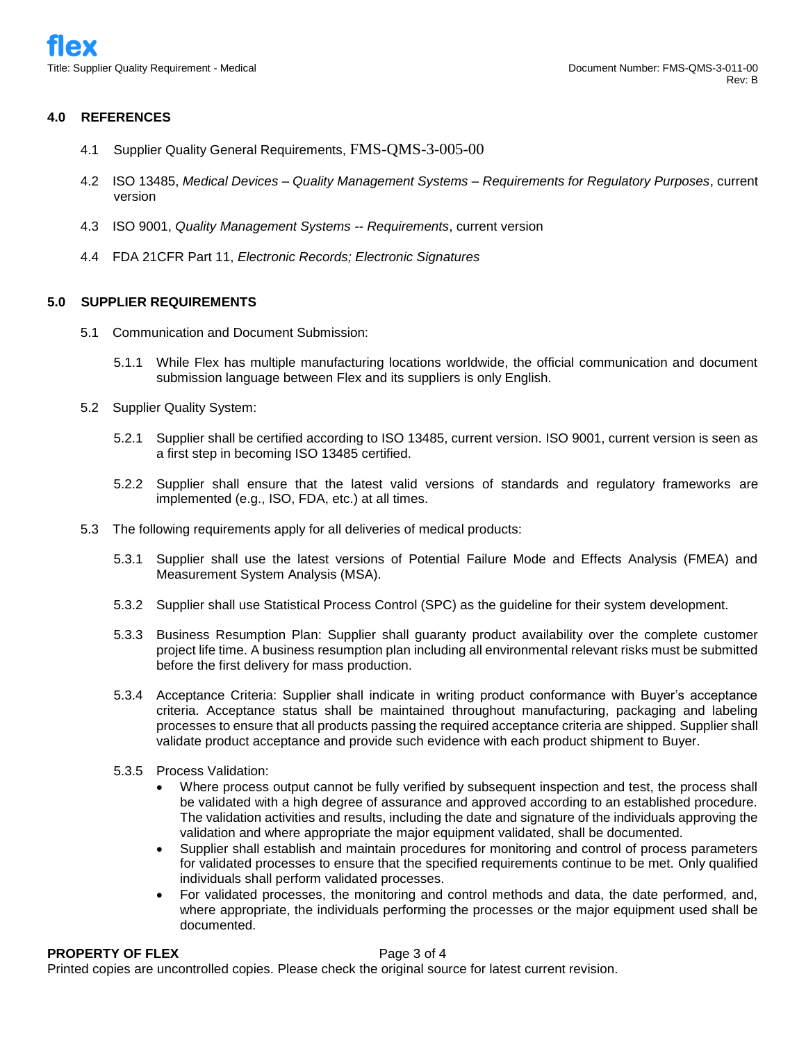## 4.0 REFERENCES

4.1 Supplier Quality General Requirements, FMS-QMS-3-005-00

4.2 ISO 13485, *Medical Devices – Quality Management Systems – Requirements for Regulatory Purposes*, current version

4.3 ISO 9001, *Quality Management Systems -- Requirements*, current version

4.4 FDA 21CFR Part 11, *Electronic Records; Electronic Signatures*

## 5.0 SUPPLIER REQUIREMENTS

5.1 Communication and Document Submission:

5.1.1 While Flex has multiple manufacturing locations worldwide, the official communication and document submission language between Flex and its suppliers is only English.

5.2 Supplier Quality System:

5.2.1 Supplier shall be certified according to ISO 13485, current version. ISO 9001, current version is seen as a first step in becoming ISO 13485 certified.

5.2.2 Supplier shall ensure that the latest valid versions of standards and regulatory frameworks are implemented (e.g., ISO, FDA, etc.) at all times.

5.3 The following requirements apply for all deliveries of medical products:

5.3.1 Supplier shall use the latest versions of Potential Failure Mode and Effects Analysis (FMEA) and Measurement System Analysis (MSA).

5.3.2 Supplier shall use Statistical Process Control (SPC) as the guideline for their system development.

5.3.3 Business Resumption Plan: Supplier shall guaranty product availability over the complete customer project life time. A business resumption plan including all environmental relevant risks must be submitted before the first delivery for mass production.

5.3.4 Acceptance Criteria: Supplier shall indicate in writing product conformance with Buyer's acceptance criteria. Acceptance status shall be maintained throughout manufacturing, packaging and labeling processes to ensure that all products passing the required acceptance criteria are shipped. Supplier shall validate product acceptance and provide such evidence with each product shipment to Buyer.

5.3.5 Process Validation:

- Where process output cannot be fully verified by subsequent inspection and test, the process shall be validated with a high degree of assurance and approved according to an established procedure. The validation activities and results, including the date and signature of the individuals approving the validation and where appropriate the major equipment validated, shall be documented.
- Supplier shall establish and maintain procedures for monitoring and control of process parameters for validated processes to ensure that the specified requirements continue to be met. Only qualified individuals shall perform validated processes.
- For validated processes, the monitoring and control methods and data, the date performed, and, where appropriate, the individuals performing the processes or the major equipment used shall be documented.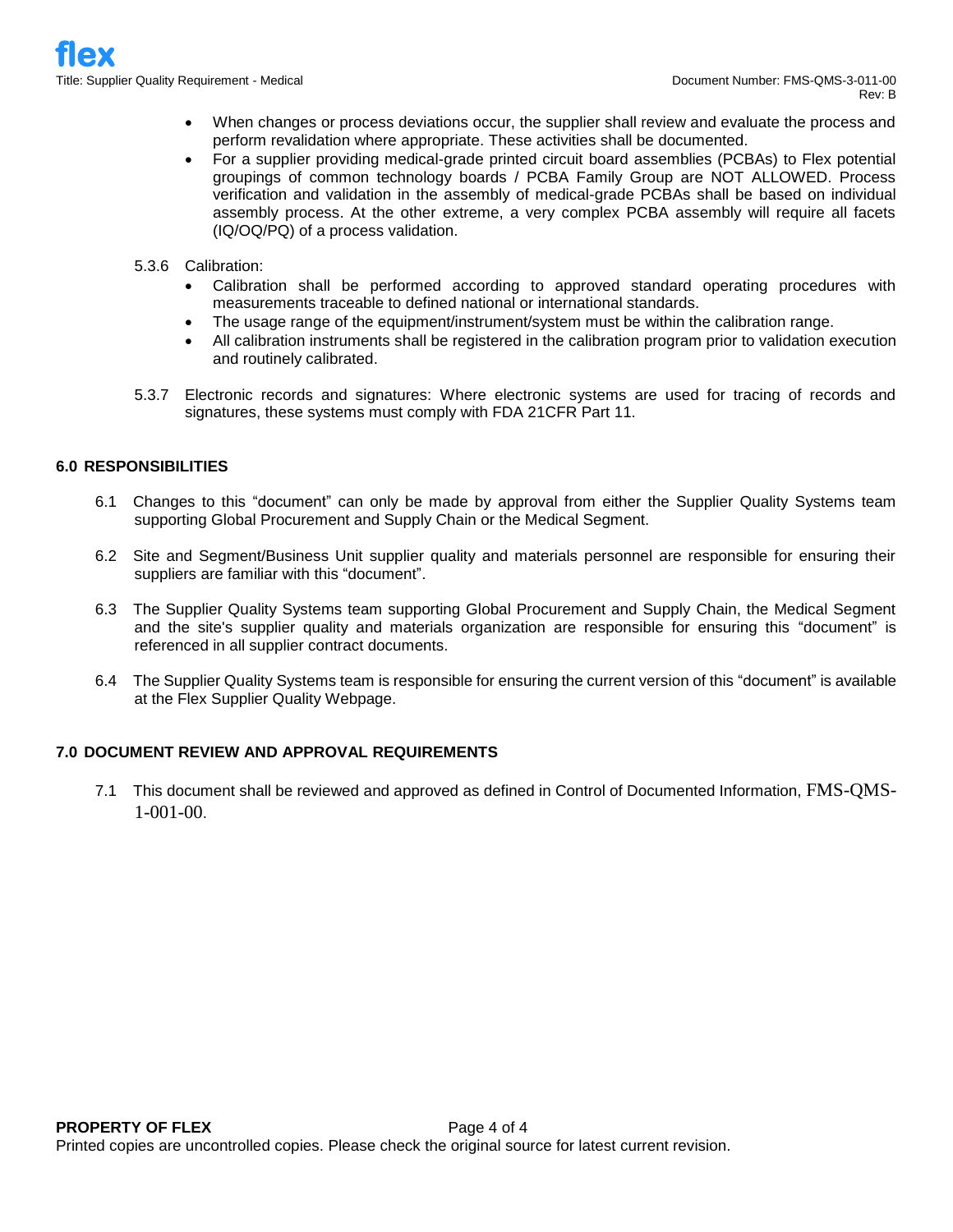- When changes or process deviations occur, the supplier shall review and evaluate the process and perform revalidation where appropriate. These activities shall be documented.
- For a supplier providing medical-grade printed circuit board assemblies (PCBAs) to Flex potential groupings of common technology boards / PCBA Family Group are NOT ALLOWED. Process verification and validation in the assembly of medical-grade PCBAs shall be based on individual assembly process. At the other extreme, a very complex PCBA assembly will require all facets (IQ/OQ/PQ) of a process validation.

5.3.6 Calibration:

- Calibration shall be performed according to approved standard operating procedures with measurements traceable to defined national or international standards.
- The usage range of the equipment/instrument/system must be within the calibration range.
- All calibration instruments shall be registered in the calibration program prior to validation execution and routinely calibrated.

5.3.7 Electronic records and signatures: Where electronic systems are used for tracing of records and signatures, these systems must comply with FDA 21CFR Part 11.

## 6.0 RESPONSIBILITIES

6.1 Changes to this “document” can only be made by approval from either the Supplier Quality Systems team supporting Global Procurement and Supply Chain or the Medical Segment.

6.2 Site and Segment/Business Unit supplier quality and materials personnel are responsible for ensuring their suppliers are familiar with this “document”.

6.3 The Supplier Quality Systems team supporting Global Procurement and Supply Chain, the Medical Segment and the site's supplier quality and materials organization are responsible for ensuring this “document” is referenced in all supplier contract documents.

6.4 The Supplier Quality Systems team is responsible for ensuring the current version of this “document” is available at the Flex Supplier Quality Webpage.

## 7.0 DOCUMENT REVIEW AND APPROVAL REQUIREMENTS

7.1 This document shall be reviewed and approved as defined in Control of Documented Information, FMS-QMS-1-001-00.